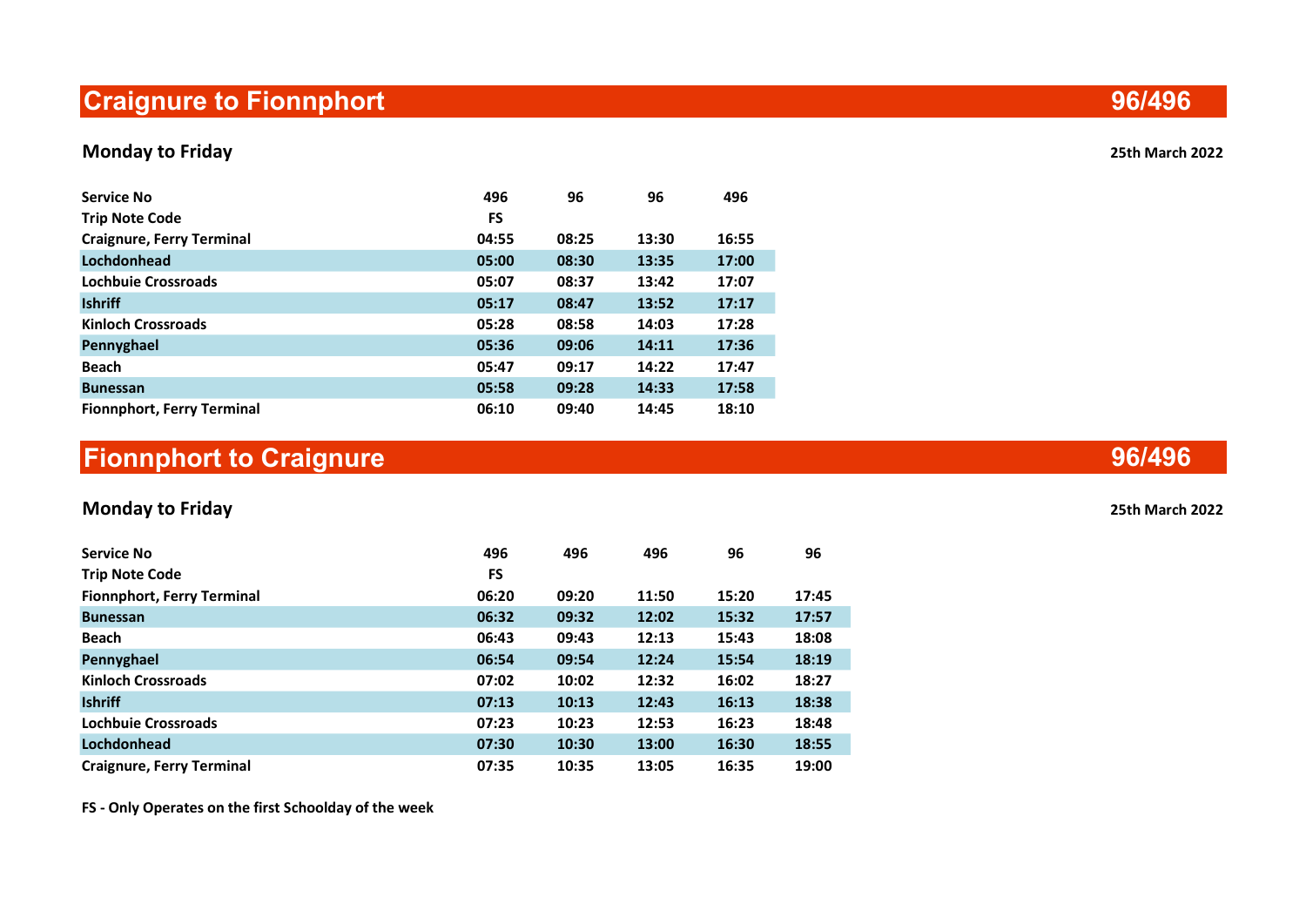# Craignure to Fionnphort 96/496

**Monday to Friday** **25th March 2022**

| Service No | 496 | 96 | 96 | 496 |
|---|---|---|---|---|
| Trip Note Code | FS | | | |
| Craignure, Ferry Terminal | 04:55 | 08:25 | 13:30 | 16:55 |
| Lochdonhead | 05:00 | 08:30 | 13:35 | 17:00 |
| Lochbuie Crossroads | 05:07 | 08:37 | 13:42 | 17:07 |
| Ishriff | 05:17 | 08:47 | 13:52 | 17:17 |
| Kinloch Crossroads | 05:28 | 08:58 | 14:03 | 17:28 |
| Pennyghael | 05:36 | 09:06 | 14:11 | 17:36 |
| Beach | 05:47 | 09:17 | 14:22 | 17:47 |
| Bunessan | 05:58 | 09:28 | 14:33 | 17:58 |
| Fionnphort, Ferry Terminal | 06:10 | 09:40 | 14:45 | 18:10 |

# Fionnphort to Craignure 96/496

**Monday to Friday** **25th March 2022**

| Service No | 496 | 496 | 496 | 96 | 96 |
|---|---|---|---|---|---|
| Trip Note Code | FS | | | | |
| Fionnphort, Ferry Terminal | 06:20 | 09:20 | 11:50 | 15:20 | 17:45 |
| Bunessan | 06:32 | 09:32 | 12:02 | 15:32 | 17:57 |
| Beach | 06:43 | 09:43 | 12:13 | 15:43 | 18:08 |
| Pennyghael | 06:54 | 09:54 | 12:24 | 15:54 | 18:19 |
| Kinloch Crossroads | 07:02 | 10:02 | 12:32 | 16:02 | 18:27 |
| Ishriff | 07:13 | 10:13 | 12:43 | 16:13 | 18:38 |
| Lochbuie Crossroads | 07:23 | 10:23 | 12:53 | 16:23 | 18:48 |
| Lochdonhead | 07:30 | 10:30 | 13:00 | 16:30 | 18:55 |
| Craignure, Ferry Terminal | 07:35 | 10:35 | 13:05 | 16:35 | 19:00 |

**FS - Only Operates on the first Schoolday of the week**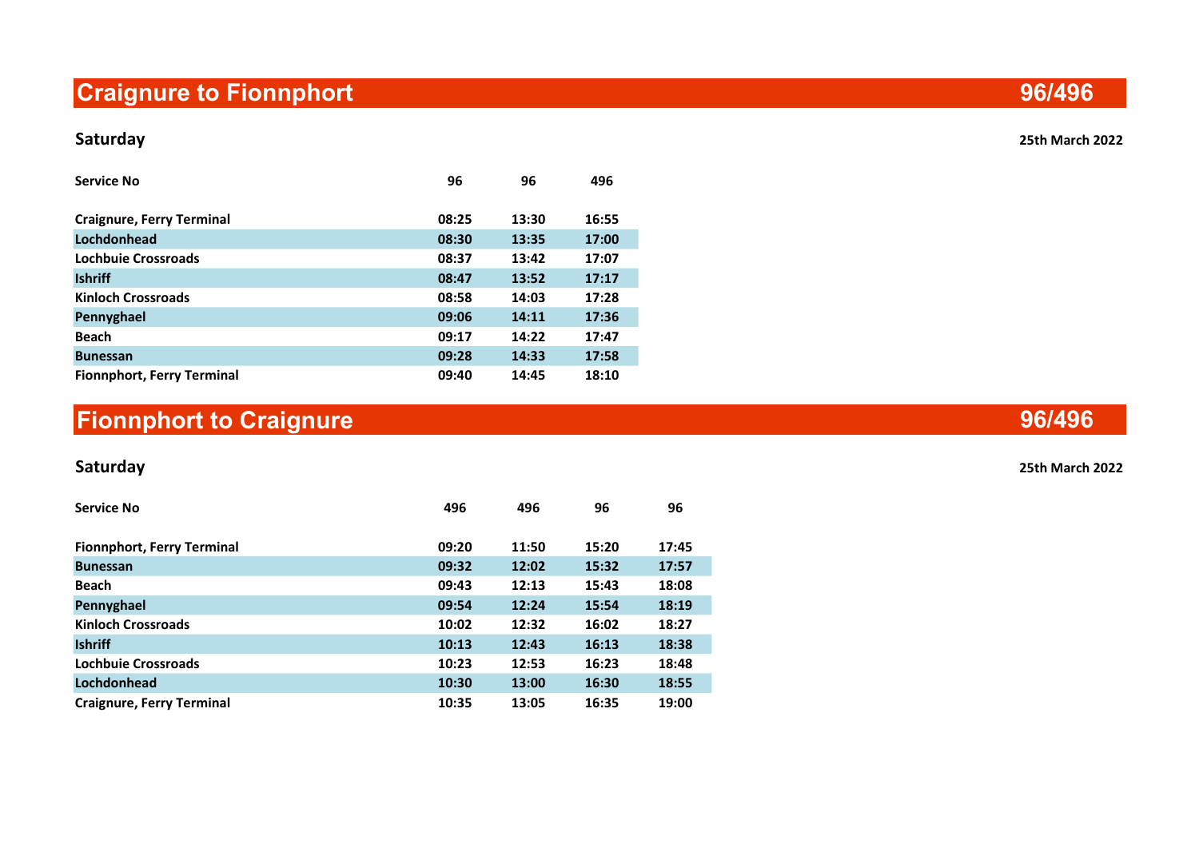## Craignure to Fionnphort 96/496

**Saturday** **25th March 2022**

| Service No | 96 | 96 | 496 |
|---|---|---|---|
| Craignure, Ferry Terminal | 08:25 | 13:30 | 16:55 |
| Lochdonhead | 08:30 | 13:35 | 17:00 |
| Lochbuie Crossroads | 08:37 | 13:42 | 17:07 |
| Ishriff | 08:47 | 13:52 | 17:17 |
| Kinloch Crossroads | 08:58 | 14:03 | 17:28 |
| Pennyghael | 09:06 | 14:11 | 17:36 |
| Beach | 09:17 | 14:22 | 17:47 |
| Bunessan | 09:28 | 14:33 | 17:58 |
| Fionnphort, Ferry Terminal | 09:40 | 14:45 | 18:10 |

## Fionnphort to Craignure 96/496

**Saturday** **25th March 2022**

| Service No | 496 | 496 | 96 | 96 |
|---|---|---|---|---|
| Fionnphort, Ferry Terminal | 09:20 | 11:50 | 15:20 | 17:45 |
| Bunessan | 09:32 | 12:02 | 15:32 | 17:57 |
| Beach | 09:43 | 12:13 | 15:43 | 18:08 |
| Pennyghael | 09:54 | 12:24 | 15:54 | 18:19 |
| Kinloch Crossroads | 10:02 | 12:32 | 16:02 | 18:27 |
| Ishriff | 10:13 | 12:43 | 16:13 | 18:38 |
| Lochbuie Crossroads | 10:23 | 12:53 | 16:23 | 18:48 |
| Lochdonhead | 10:30 | 13:00 | 16:30 | 18:55 |
| Craignure, Ferry Terminal | 10:35 | 13:05 | 16:35 | 19:00 |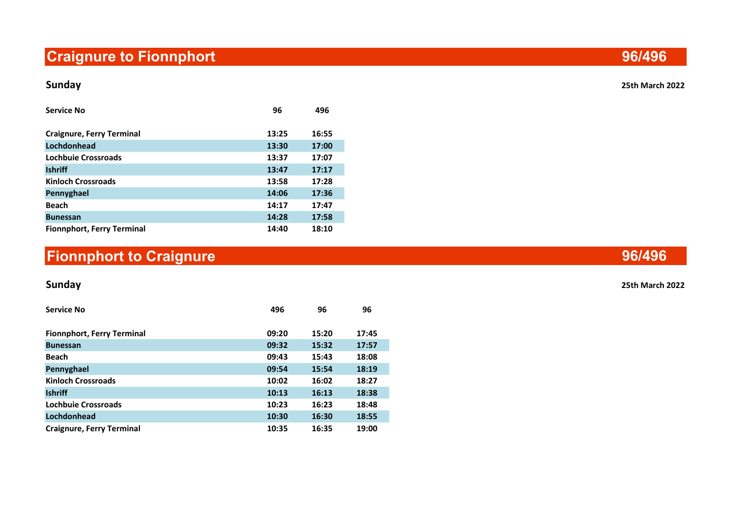## Craignure to Fionnphort 96/496

**Sunday** **25th March 2022**

| Service No | 96 | 496 |
|---|---|---|
| Craignure, Ferry Terminal | 13:25 | 16:55 |
| Lochdonhead | 13:30 | 17:00 |
| Lochbuie Crossroads | 13:37 | 17:07 |
| Ishriff | 13:47 | 17:17 |
| Kinloch Crossroads | 13:58 | 17:28 |
| Pennyghael | 14:06 | 17:36 |
| Beach | 14:17 | 17:47 |
| Bunessan | 14:28 | 17:58 |
| Fionnphort, Ferry Terminal | 14:40 | 18:10 |

## Fionnphort to Craignure 96/496

**Sunday** **25th March 2022**

| Service No | 496 | 96 | 96 |
|---|---|---|---|
| Fionnphort, Ferry Terminal | 09:20 | 15:20 | 17:45 |
| Bunessan | 09:32 | 15:32 | 17:57 |
| Beach | 09:43 | 15:43 | 18:08 |
| Pennyghael | 09:54 | 15:54 | 18:19 |
| Kinloch Crossroads | 10:02 | 16:02 | 18:27 |
| Ishriff | 10:13 | 16:13 | 18:38 |
| Lochbuie Crossroads | 10:23 | 16:23 | 18:48 |
| Lochdonhead | 10:30 | 16:30 | 18:55 |
| Craignure, Ferry Terminal | 10:35 | 16:35 | 19:00 |